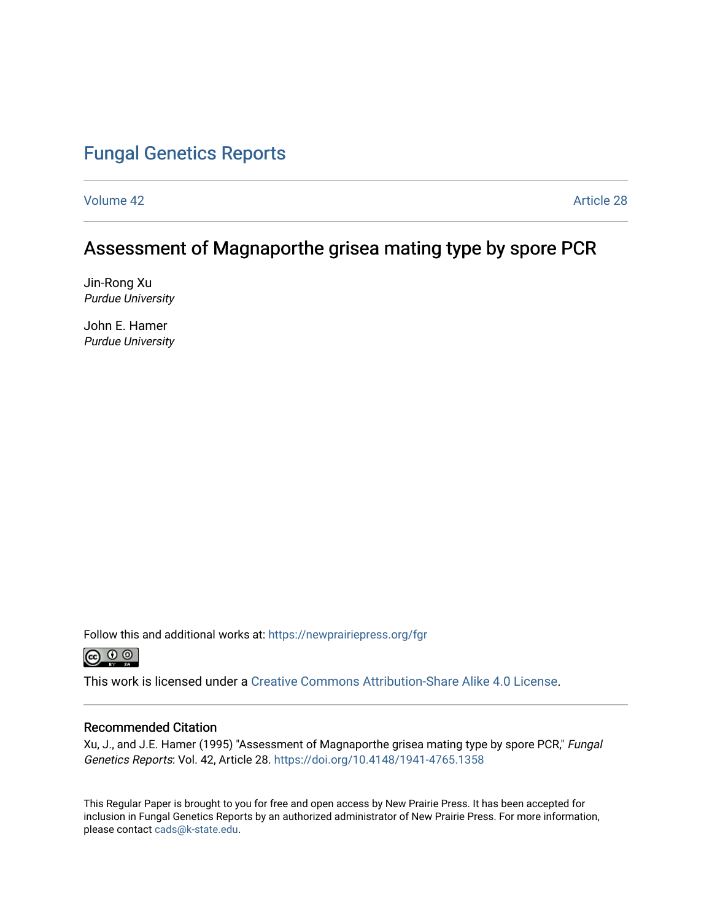# Fungal Genetics Reports

Volume 42 | Article 28

## Assessment of Magnaporthe grisea mating type by spore PCR

Jin-Rong Xu
*Purdue University*

John E. Hamer
*Purdue University*

Follow this and additional works at: https://newprairiepress.org/fgr

This work is licensed under a Creative Commons Attribution-Share Alike 4.0 License.

### Recommended Citation

Xu, J., and J.E. Hamer (1995) "Assessment of Magnaporthe grisea mating type by spore PCR," *Fungal Genetics Reports*: Vol. 42, Article 28. https://doi.org/10.4148/1941-4765.1358

This Regular Paper is brought to you for free and open access by New Prairie Press. It has been accepted for inclusion in Fungal Genetics Reports by an authorized administrator of New Prairie Press. For more information, please contact cads@k-state.edu.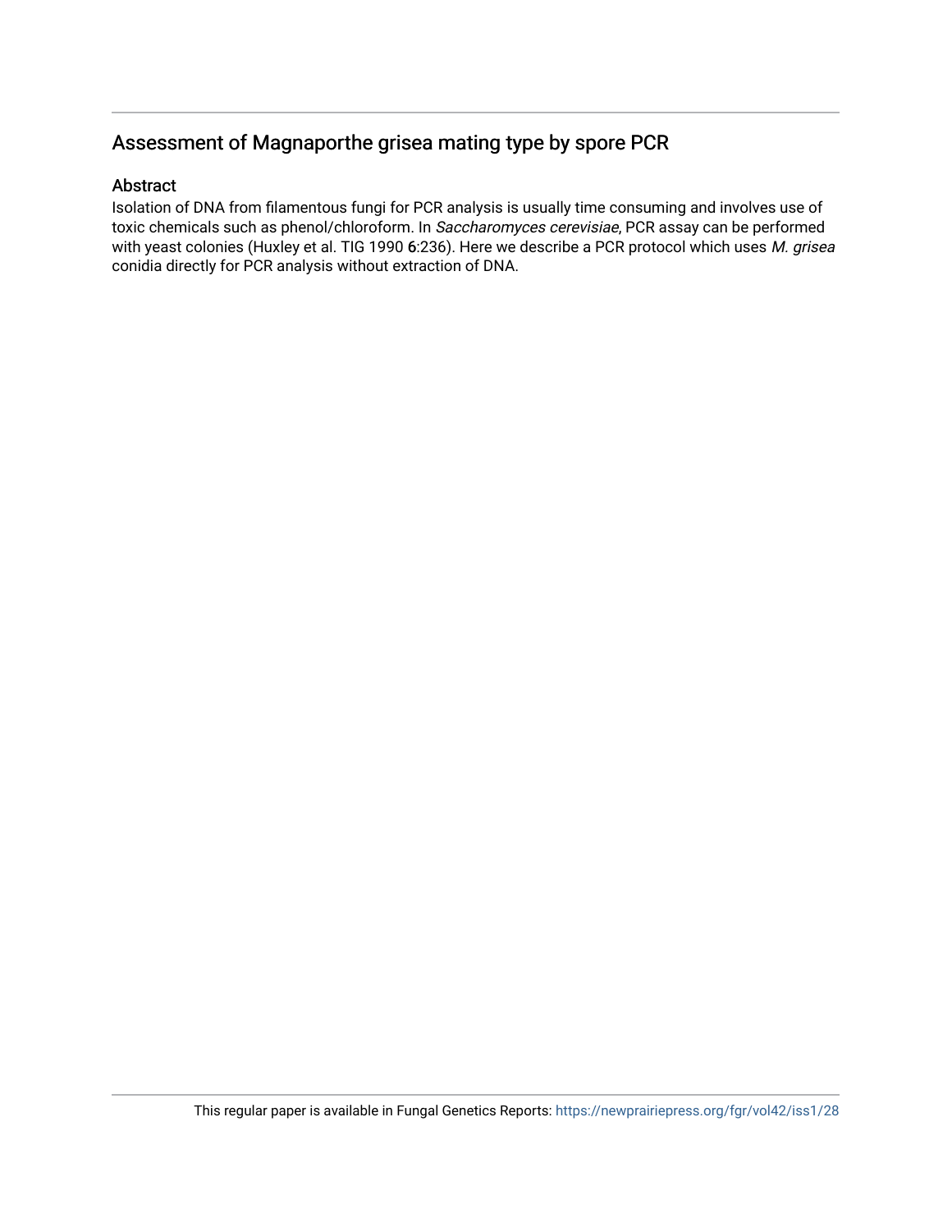## Assessment of Magnaporthe grisea mating type by spore PCR

### Abstract

Isolation of DNA from filamentous fungi for PCR analysis is usually time consuming and involves use of toxic chemicals such as phenol/chloroform. In *Saccharomyces cerevisiae*, PCR assay can be performed with yeast colonies (Huxley et al. TIG 1990 **6**:236). Here we describe a PCR protocol which uses *M. grisea* conidia directly for PCR analysis without extraction of DNA.

This regular paper is available in Fungal Genetics Reports: https://newprairiepress.org/fgr/vol42/iss1/28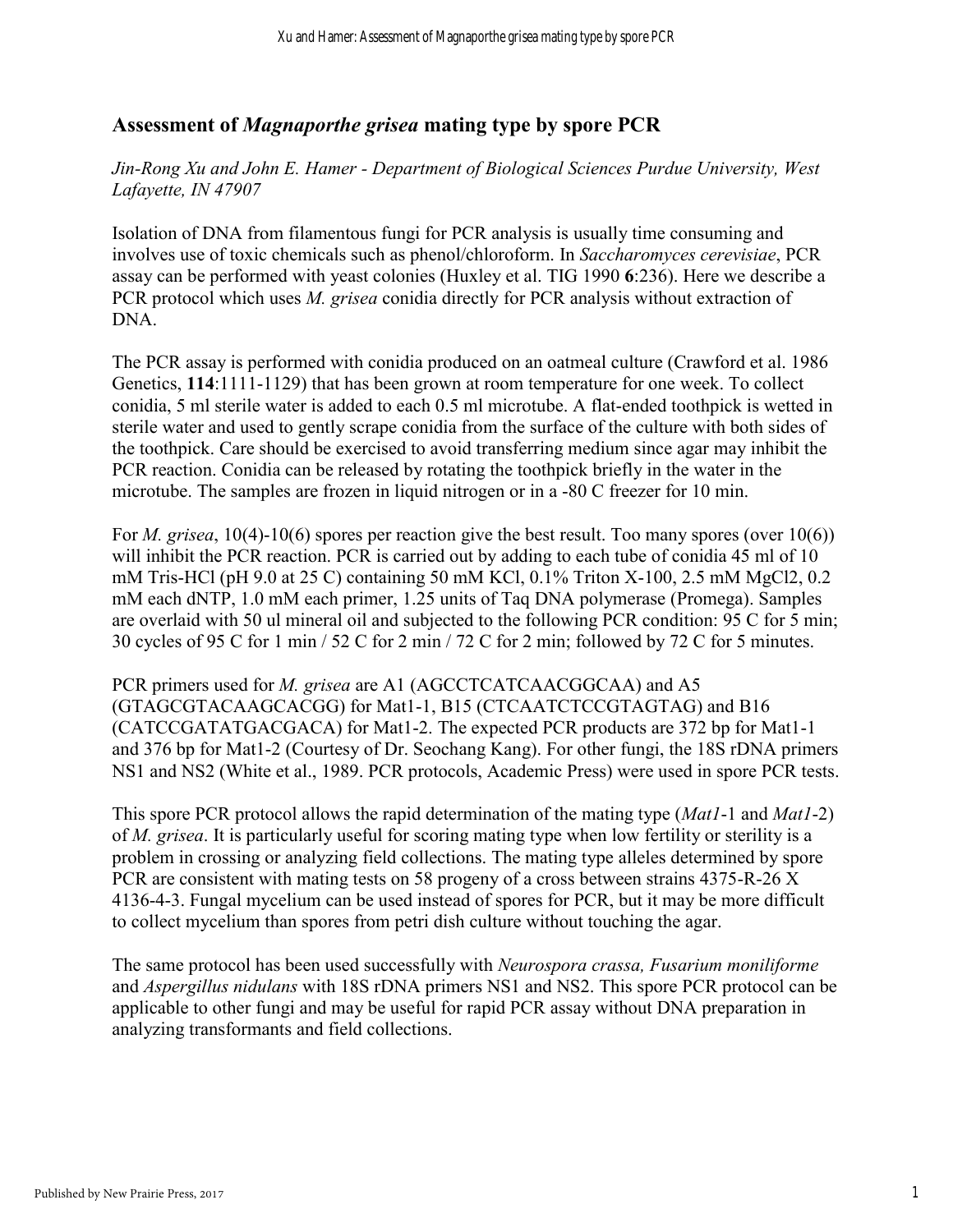## Assessment of *Magnaporthe grisea* mating type by spore PCR

*Jin-Rong Xu and John E. Hamer - Department of Biological Sciences Purdue University, West Lafayette, IN 47907*

Isolation of DNA from filamentous fungi for PCR analysis is usually time consuming and involves use of toxic chemicals such as phenol/chloroform. In *Saccharomyces cerevisiae*, PCR assay can be performed with yeast colonies (Huxley et al. TIG 1990 **6**:236). Here we describe a PCR protocol which uses *M. grisea* conidia directly for PCR analysis without extraction of DNA.

The PCR assay is performed with conidia produced on an oatmeal culture (Crawford et al. 1986 Genetics, **114**:1111-1129) that has been grown at room temperature for one week. To collect conidia, 5 ml sterile water is added to each 0.5 ml microtube. A flat-ended toothpick is wetted in sterile water and used to gently scrape conidia from the surface of the culture with both sides of the toothpick. Care should be exercised to avoid transferring medium since agar may inhibit the PCR reaction. Conidia can be released by rotating the toothpick briefly in the water in the microtube. The samples are frozen in liquid nitrogen or in a -80 C freezer for 10 min.

For *M. grisea*, 10(4)-10(6) spores per reaction give the best result. Too many spores (over 10(6)) will inhibit the PCR reaction. PCR is carried out by adding to each tube of conidia 45 ml of 10 mM Tris-HCl (pH 9.0 at 25 C) containing 50 mM KCl, 0.1% Triton X-100, 2.5 mM MgCl2, 0.2 mM each dNTP, 1.0 mM each primer, 1.25 units of Taq DNA polymerase (Promega). Samples are overlaid with 50 ul mineral oil and subjected to the following PCR condition: 95 C for 5 min; 30 cycles of 95 C for 1 min / 52 C for 2 min / 72 C for 2 min; followed by 72 C for 5 minutes.

PCR primers used for *M. grisea* are A1 (AGCCTCATCAACGGCAA) and A5 (GTAGCGTACAAGCACGG) for Mat1-1, B15 (CTCAATCTCCGTAGTAG) and B16 (CATCCGATATGACGACA) for Mat1-2. The expected PCR products are 372 bp for Mat1-1 and 376 bp for Mat1-2 (Courtesy of Dr. Seochang Kang). For other fungi, the 18S rDNA primers NS1 and NS2 (White et al., 1989. PCR protocols, Academic Press) were used in spore PCR tests.

This spore PCR protocol allows the rapid determination of the mating type (*Mat1*-1 and *Mat1*-2) of *M. grisea*. It is particularly useful for scoring mating type when low fertility or sterility is a problem in crossing or analyzing field collections. The mating type alleles determined by spore PCR are consistent with mating tests on 58 progeny of a cross between strains 4375-R-26 X 4136-4-3. Fungal mycelium can be used instead of spores for PCR, but it may be more difficult to collect mycelium than spores from petri dish culture without touching the agar.

The same protocol has been used successfully with *Neurospora crassa, Fusarium moniliforme* and *Aspergillus nidulans* with 18S rDNA primers NS1 and NS2. This spore PCR protocol can be applicable to other fungi and may be useful for rapid PCR assay without DNA preparation in analyzing transformants and field collections.